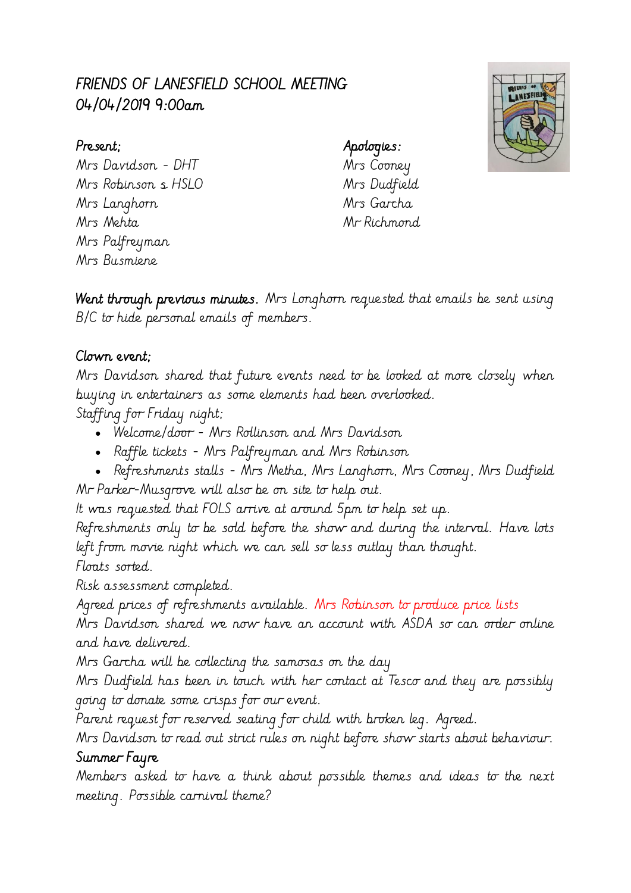# FRIENDS OF LANESFIELD SCHOOL MEETING
# 04/04/2019 9:00am

**Present;**
Mrs Davidson - DHT
Mrs Robinson s HSLO
Mrs Langhorn
Mrs Mehta
Mrs Palfreyman
Mrs Busmiene

**Apologies:**
Mrs Cooney
Mrs Dudfield
Mrs Garcha
Mr Richmond

**Went through previous minutes.** Mrs Longhorn requested that emails be sent using B/C to hide personal emails of members.

**Clown event;**

Mrs Davidson shared that future events need to be looked at more closely when buying in entertainers as some elements had been overlooked.

Staffing for Friday night;

- Welcome/door - Mrs Rollinson and Mrs Davidson
- Raffle tickets - Mrs Palfreyman and Mrs Robinson
- Refreshments stalls - Mrs Metha, Mrs Langhorn, Mrs Cooney, Mrs Dudfield

Mr Parker-Musgrove will also be on site to help out.

It was requested that FOLS arrive at around 5pm to help set up.

Refreshments only to be sold before the show and during the interval. Have lots left from movie night which we can sell so less outlay than thought.

Floats sorted.

Risk assessment completed.

Agreed prices of refreshments available. Mrs Robinson to produce price lists

Mrs Davidson shared we now have an account with ASDA so can order online and have delivered.

Mrs Garcha will be collecting the samosas on the day

Mrs Dudfield has been in touch with her contact at Tesco and they are possibly going to donate some crisps for our event.

Parent request for reserved seating for child with broken leg. Agreed.

Mrs Davidson to read out strict rules on night before show starts about behaviour.

**Summer Fayre**

Members asked to have a think about possible themes and ideas to the next meeting. Possible carnival theme?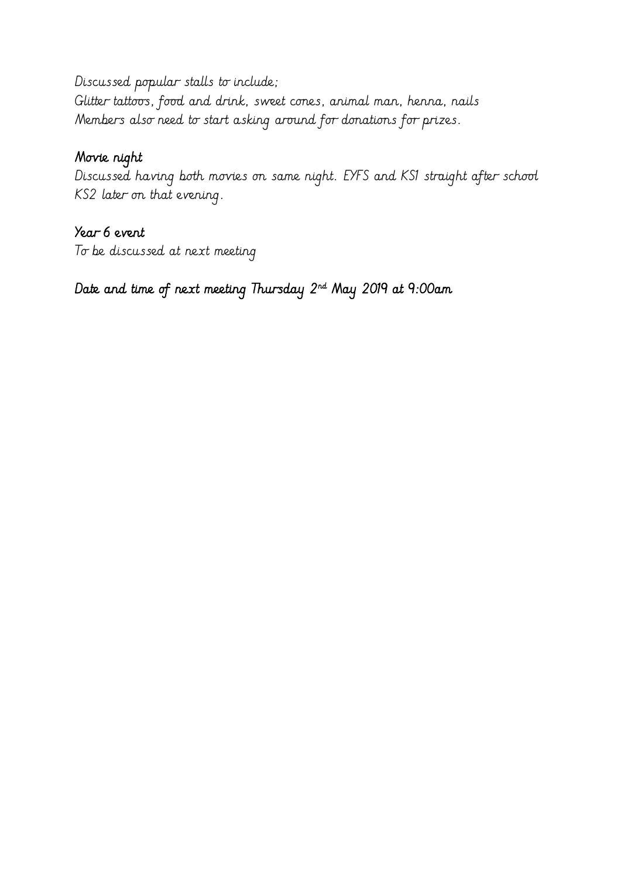Discussed popular stalls to include;
Glitter tattoos, food and drink, sweet cones, animal man, henna, nails
Members also need to start asking around for donations for prizes.

## Movie night

Discussed having both movies on same night. EYFS and KS1 straight after school
KS2 later on that evening.

## Year 6 event

To be discussed at next meeting

## Date and time of next meeting Thursday 2nd May 2019 at 9:00am